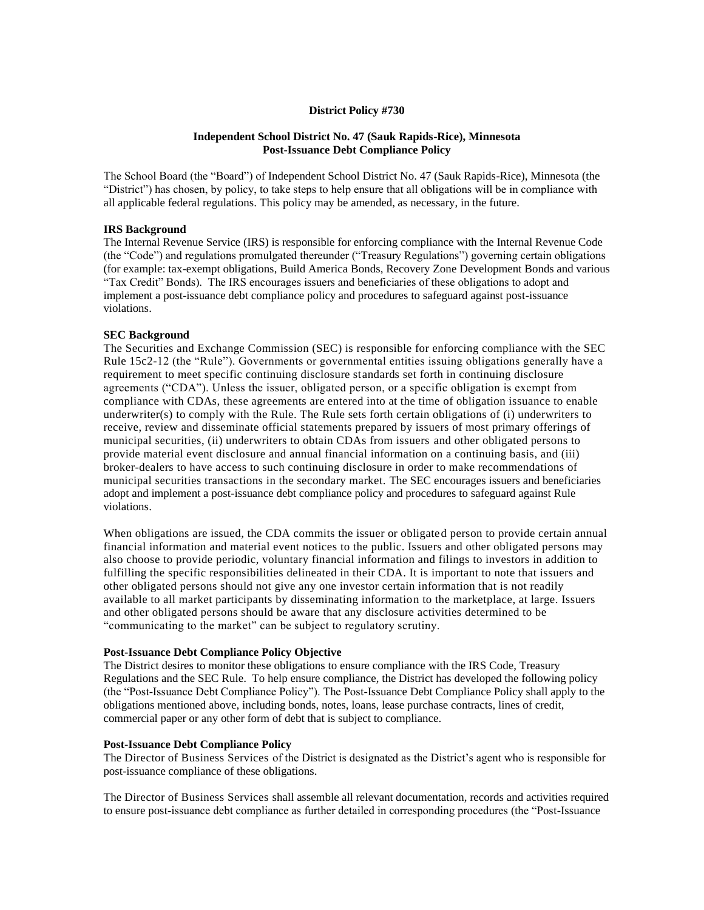**District Policy #730**

**Independent School District No. 47 (Sauk Rapids-Rice), Minnesota**
**Post-Issuance Debt Compliance Policy**

The School Board (the "Board") of Independent School District No. 47 (Sauk Rapids-Rice), Minnesota (the "District") has chosen, by policy, to take steps to help ensure that all obligations will be in compliance with all applicable federal regulations. This policy may be amended, as necessary, in the future.

**IRS Background**

The Internal Revenue Service (IRS) is responsible for enforcing compliance with the Internal Revenue Code (the "Code") and regulations promulgated thereunder ("Treasury Regulations") governing certain obligations (for example: tax-exempt obligations, Build America Bonds, Recovery Zone Development Bonds and various "Tax Credit" Bonds). The IRS encourages issuers and beneficiaries of these obligations to adopt and implement a post-issuance debt compliance policy and procedures to safeguard against post-issuance violations.

**SEC Background**

The Securities and Exchange Commission (SEC) is responsible for enforcing compliance with the SEC Rule 15c2-12 (the "Rule"). Governments or governmental entities issuing obligations generally have a requirement to meet specific continuing disclosure standards set forth in continuing disclosure agreements ("CDA"). Unless the issuer, obligated person, or a specific obligation is exempt from compliance with CDAs, these agreements are entered into at the time of obligation issuance to enable underwriter(s) to comply with the Rule. The Rule sets forth certain obligations of (i) underwriters to receive, review and disseminate official statements prepared by issuers of most primary offerings of municipal securities, (ii) underwriters to obtain CDAs from issuers and other obligated persons to provide material event disclosure and annual financial information on a continuing basis, and (iii) broker-dealers to have access to such continuing disclosure in order to make recommendations of municipal securities transactions in the secondary market. The SEC encourages issuers and beneficiaries adopt and implement a post-issuance debt compliance policy and procedures to safeguard against Rule violations.

When obligations are issued, the CDA commits the issuer or obligated person to provide certain annual financial information and material event notices to the public. Issuers and other obligated persons may also choose to provide periodic, voluntary financial information and filings to investors in addition to fulfilling the specific responsibilities delineated in their CDA. It is important to note that issuers and other obligated persons should not give any one investor certain information that is not readily available to all market participants by disseminating information to the marketplace, at large. Issuers and other obligated persons should be aware that any disclosure activities determined to be "communicating to the market" can be subject to regulatory scrutiny.

**Post-Issuance Debt Compliance Policy Objective**

The District desires to monitor these obligations to ensure compliance with the IRS Code, Treasury Regulations and the SEC Rule. To help ensure compliance, the District has developed the following policy (the "Post-Issuance Debt Compliance Policy"). The Post-Issuance Debt Compliance Policy shall apply to the obligations mentioned above, including bonds, notes, loans, lease purchase contracts, lines of credit, commercial paper or any other form of debt that is subject to compliance.

**Post-Issuance Debt Compliance Policy**

The Director of Business Services of the District is designated as the District's agent who is responsible for post-issuance compliance of these obligations.

The Director of Business Services shall assemble all relevant documentation, records and activities required to ensure post-issuance debt compliance as further detailed in corresponding procedures (the "Post-Issuance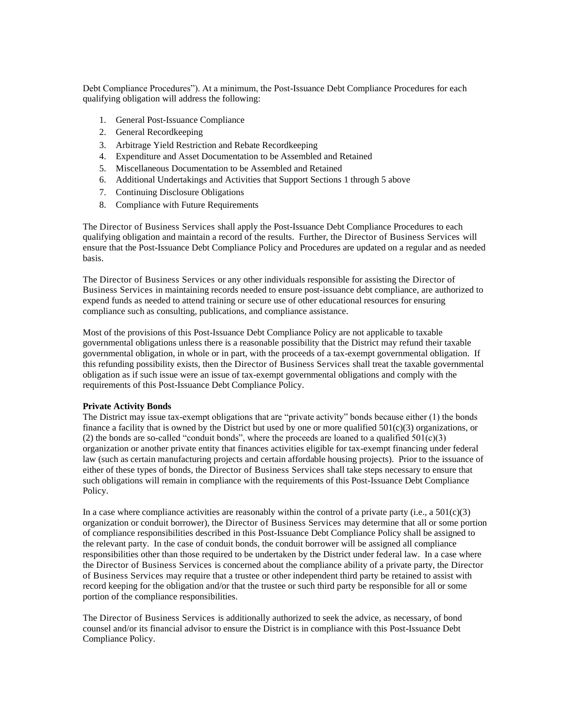Debt Compliance Procedures"). At a minimum, the Post-Issuance Debt Compliance Procedures for each qualifying obligation will address the following:

1. General Post-Issuance Compliance
2. General Recordkeeping
3. Arbitrage Yield Restriction and Rebate Recordkeeping
4. Expenditure and Asset Documentation to be Assembled and Retained
5. Miscellaneous Documentation to be Assembled and Retained
6. Additional Undertakings and Activities that Support Sections 1 through 5 above
7. Continuing Disclosure Obligations
8. Compliance with Future Requirements

The Director of Business Services shall apply the Post-Issuance Debt Compliance Procedures to each qualifying obligation and maintain a record of the results. Further, the Director of Business Services will ensure that the Post-Issuance Debt Compliance Policy and Procedures are updated on a regular and as needed basis.

The Director of Business Services or any other individuals responsible for assisting the Director of Business Services in maintaining records needed to ensure post-issuance debt compliance, are authorized to expend funds as needed to attend training or secure use of other educational resources for ensuring compliance such as consulting, publications, and compliance assistance.

Most of the provisions of this Post-Issuance Debt Compliance Policy are not applicable to taxable governmental obligations unless there is a reasonable possibility that the District may refund their taxable governmental obligation, in whole or in part, with the proceeds of a tax-exempt governmental obligation. If this refunding possibility exists, then the Director of Business Services shall treat the taxable governmental obligation as if such issue were an issue of tax-exempt governmental obligations and comply with the requirements of this Post-Issuance Debt Compliance Policy.

**Private Activity Bonds**

The District may issue tax-exempt obligations that are "private activity" bonds because either (1) the bonds finance a facility that is owned by the District but used by one or more qualified 501(c)(3) organizations, or (2) the bonds are so-called "conduit bonds", where the proceeds are loaned to a qualified 501(c)(3) organization or another private entity that finances activities eligible for tax-exempt financing under federal law (such as certain manufacturing projects and certain affordable housing projects). Prior to the issuance of either of these types of bonds, the Director of Business Services shall take steps necessary to ensure that such obligations will remain in compliance with the requirements of this Post-Issuance Debt Compliance Policy.

In a case where compliance activities are reasonably within the control of a private party (i.e., a 501(c)(3) organization or conduit borrower), the Director of Business Services may determine that all or some portion of compliance responsibilities described in this Post-Issuance Debt Compliance Policy shall be assigned to the relevant party. In the case of conduit bonds, the conduit borrower will be assigned all compliance responsibilities other than those required to be undertaken by the District under federal law. In a case where the Director of Business Services is concerned about the compliance ability of a private party, the Director of Business Services may require that a trustee or other independent third party be retained to assist with record keeping for the obligation and/or that the trustee or such third party be responsible for all or some portion of the compliance responsibilities.

The Director of Business Services is additionally authorized to seek the advice, as necessary, of bond counsel and/or its financial advisor to ensure the District is in compliance with this Post-Issuance Debt Compliance Policy.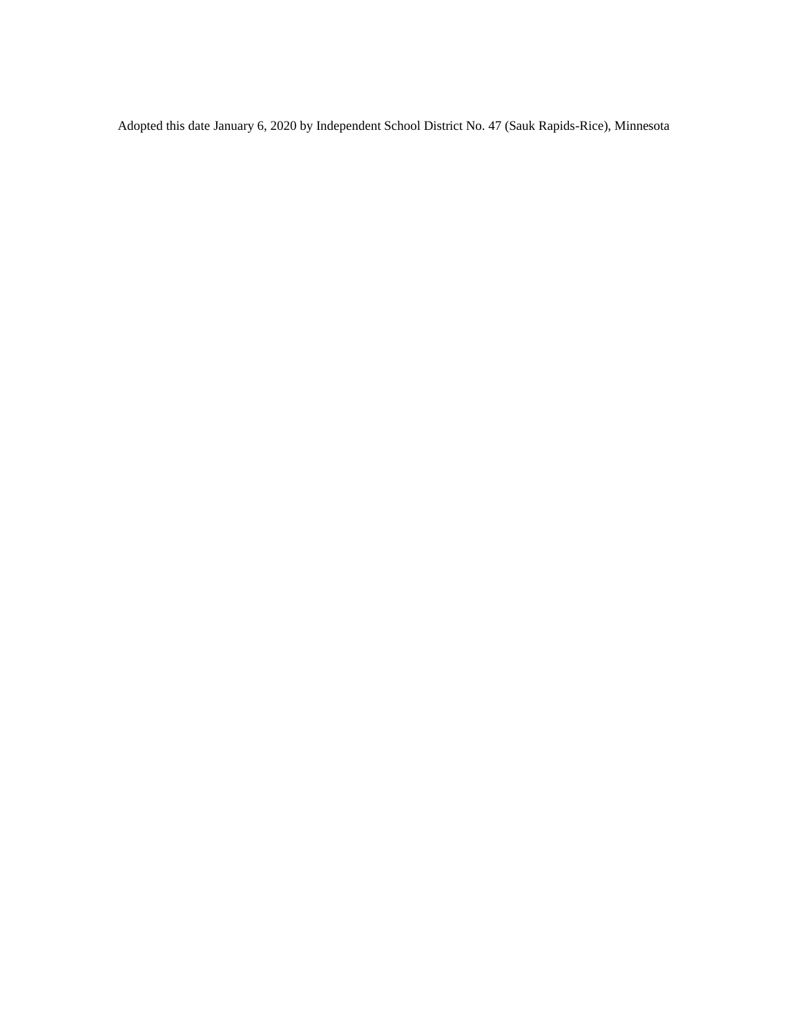Adopted this date January 6, 2020 by Independent School District No. 47 (Sauk Rapids-Rice), Minnesota